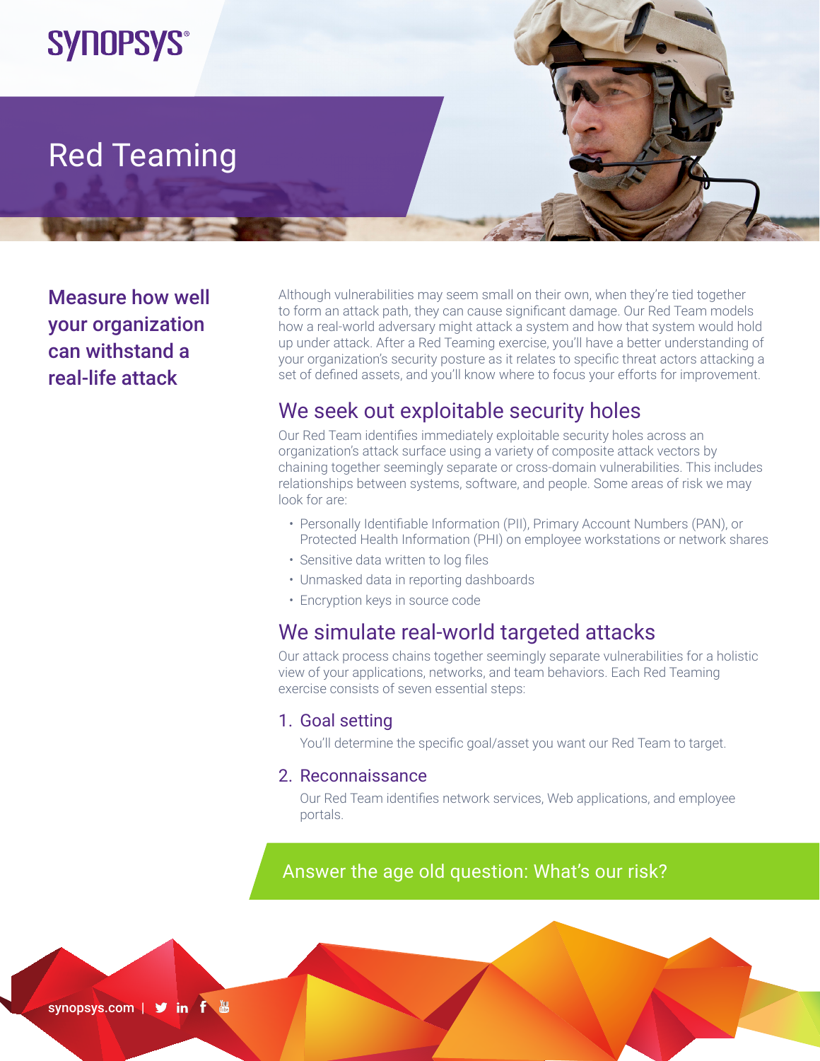SYNOPSYS®

# Red Teaming

**Measure how well your organization can withstand a real-life attack**

Although vulnerabilities may seem small on their own, when they're tied together to form an attack path, they can cause significant damage. Our Red Team models how a real-world adversary might attack a system and how that system would hold up under attack. After a Red Teaming exercise, you'll have a better understanding of your organization's security posture as it relates to specific threat actors attacking a set of defined assets, and you'll know where to focus your efforts for improvement.

## We seek out exploitable security holes

Our Red Team identifies immediately exploitable security holes across an organization's attack surface using a variety of composite attack vectors by chaining together seemingly separate or cross-domain vulnerabilities. This includes relationships between systems, software, and people. Some areas of risk we may look for are:

- Personally Identifiable Information (PII), Primary Account Numbers (PAN), or Protected Health Information (PHI) on employee workstations or network shares
- Sensitive data written to log files
- Unmasked data in reporting dashboards
- Encryption keys in source code

## We simulate real-world targeted attacks

Our attack process chains together seemingly separate vulnerabilities for a holistic view of your applications, networks, and team behaviors. Each Red Teaming exercise consists of seven essential steps:

### 1. Goal setting

You'll determine the specific goal/asset you want our Red Team to target.

### 2. Reconnaissance

Our Red Team identifies network services, Web applications, and employee portals.

Answer the age old question: What's our risk?

synopsys.com |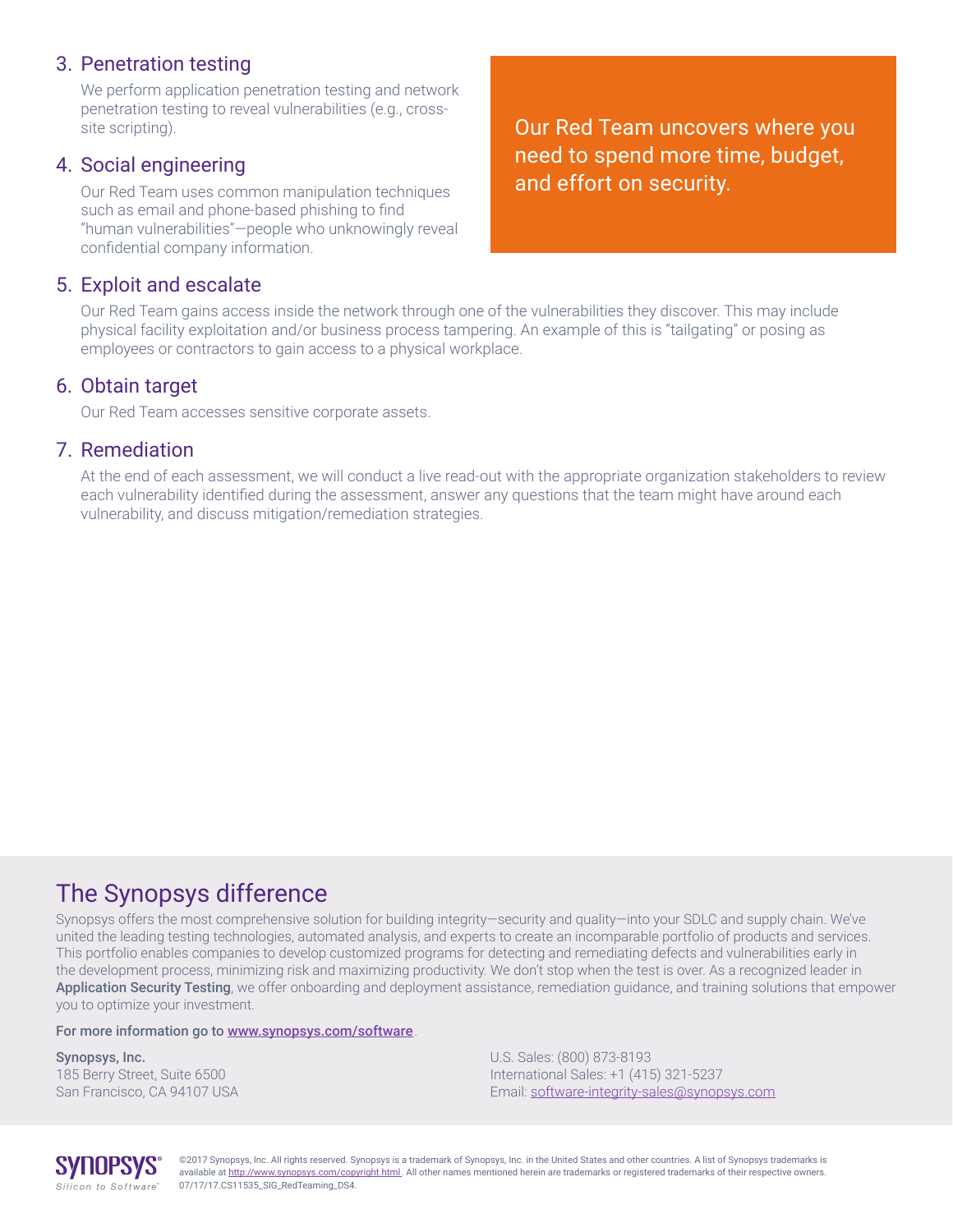### 3. Penetration testing

We perform application penetration testing and network penetration testing to reveal vulnerabilities (e.g., cross-site scripting).

### 4. Social engineering

Our Red Team uses common manipulation techniques such as email and phone-based phishing to find "human vulnerabilities"—people who unknowingly reveal confidential company information.

Our Red Team uncovers where you need to spend more time, budget, and effort on security.

### 5. Exploit and escalate

Our Red Team gains access inside the network through one of the vulnerabilities they discover. This may include physical facility exploitation and/or business process tampering. An example of this is "tailgating" or posing as employees or contractors to gain access to a physical workplace.

### 6. Obtain target

Our Red Team accesses sensitive corporate assets.

### 7. Remediation

At the end of each assessment, we will conduct a live read-out with the appropriate organization stakeholders to review each vulnerability identified during the assessment, answer any questions that the team might have around each vulnerability, and discuss mitigation/remediation strategies.

## The Synopsys difference

Synopsys offers the most comprehensive solution for building integrity—security and quality—into your SDLC and supply chain. We've united the leading testing technologies, automated analysis, and experts to create an incomparable portfolio of products and services. This portfolio enables companies to develop customized programs for detecting and remediating defects and vulnerabilities early in the development process, minimizing risk and maximizing productivity. We don't stop when the test is over. As a recognized leader in **Application Security Testing**, we offer onboarding and deployment assistance, remediation guidance, and training solutions that empower you to optimize your investment.

**For more information go to www.synopsys.com/software.**

**Synopsys, Inc.**
185 Berry Street, Suite 6500
San Francisco, CA 94107 USA

U.S. Sales: (800) 873-8193
International Sales: +1 (415) 321-5237
Email: software-integrity-sales@synopsys.com

SYNOPSYS® Silicon to Software™

©2017 Synopsys, Inc. All rights reserved. Synopsys is a trademark of Synopsys, Inc. in the United States and other countries. A list of Synopsys trademarks is available at http://www.synopsys.com/copyright.html. All other names mentioned herein are trademarks or registered trademarks of their respective owners. 07/17/17.CS11535_SIG_RedTeaming_DS4.